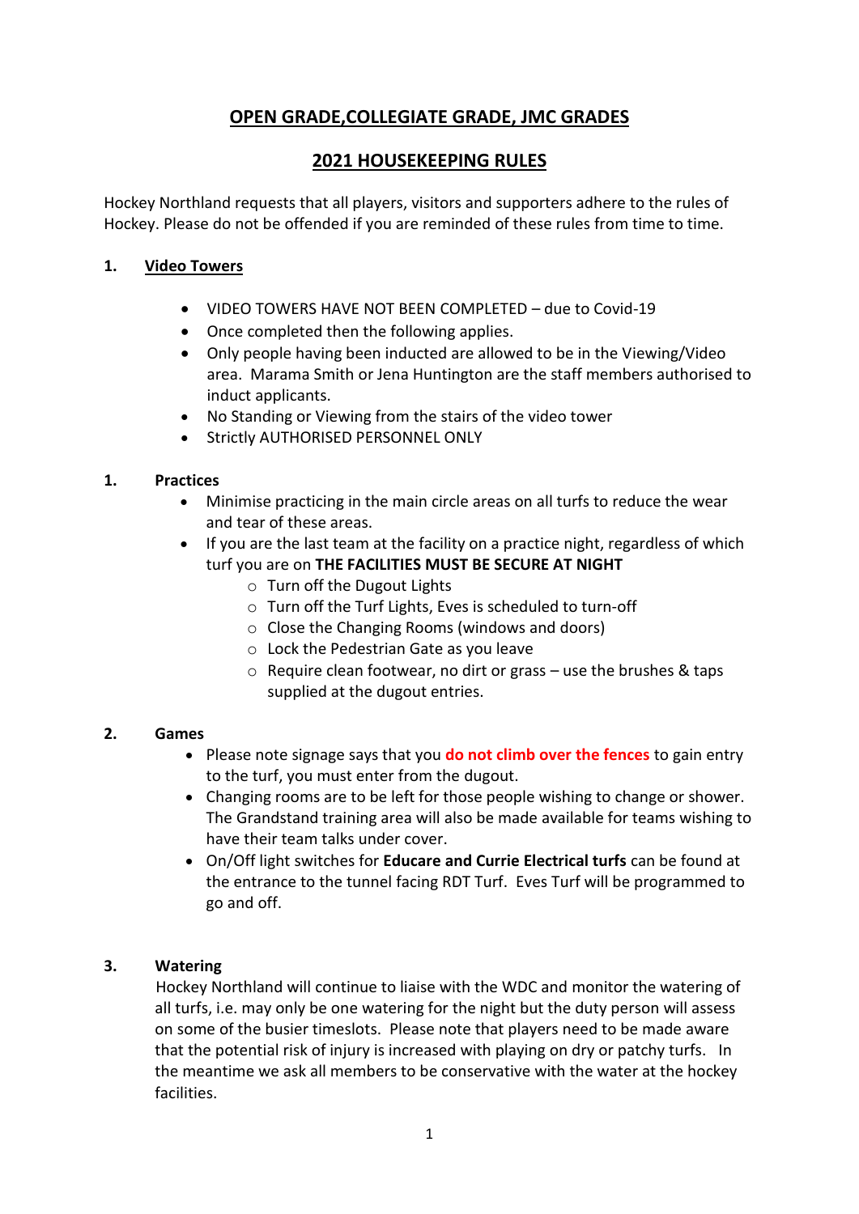# OPEN GRADE,COLLEGIATE GRADE, JMC GRADES

## 2021 HOUSEKEEPING RULES

Hockey Northland requests that all players, visitors and supporters adhere to the rules of Hockey. Please do not be offended if you are reminded of these rules from time to time.

### 1. Video Towers

- VIDEO TOWERS HAVE NOT BEEN COMPLETED – due to Covid-19
- Once completed then the following applies.
- Only people having been inducted are allowed to be in the Viewing/Video area. Marama Smith or Jena Huntington are the staff members authorised to induct applicants.
- No Standing or Viewing from the stairs of the video tower
- Strictly AUTHORISED PERSONNEL ONLY

### 1. Practices

- Minimise practicing in the main circle areas on all turfs to reduce the wear and tear of these areas.
- If you are the last team at the facility on a practice night, regardless of which turf you are on **THE FACILITIES MUST BE SECURE AT NIGHT**
  - Turn off the Dugout Lights
  - Turn off the Turf Lights, Eves is scheduled to turn-off
  - Close the Changing Rooms (windows and doors)
  - Lock the Pedestrian Gate as you leave
  - Require clean footwear, no dirt or grass – use the brushes & taps supplied at the dugout entries.

### 2. Games

- Please note signage says that you **do not climb over the fences** to gain entry to the turf, you must enter from the dugout.
- Changing rooms are to be left for those people wishing to change or shower. The Grandstand training area will also be made available for teams wishing to have their team talks under cover.
- On/Off light switches for **Educare and Currie Electrical turfs** can be found at the entrance to the tunnel facing RDT Turf. Eves Turf will be programmed to go and off.

### 3. Watering

Hockey Northland will continue to liaise with the WDC and monitor the watering of all turfs, i.e. may only be one watering for the night but the duty person will assess on some of the busier timeslots. Please note that players need to be made aware that the potential risk of injury is increased with playing on dry or patchy turfs. In the meantime we ask all members to be conservative with the water at the hockey facilities.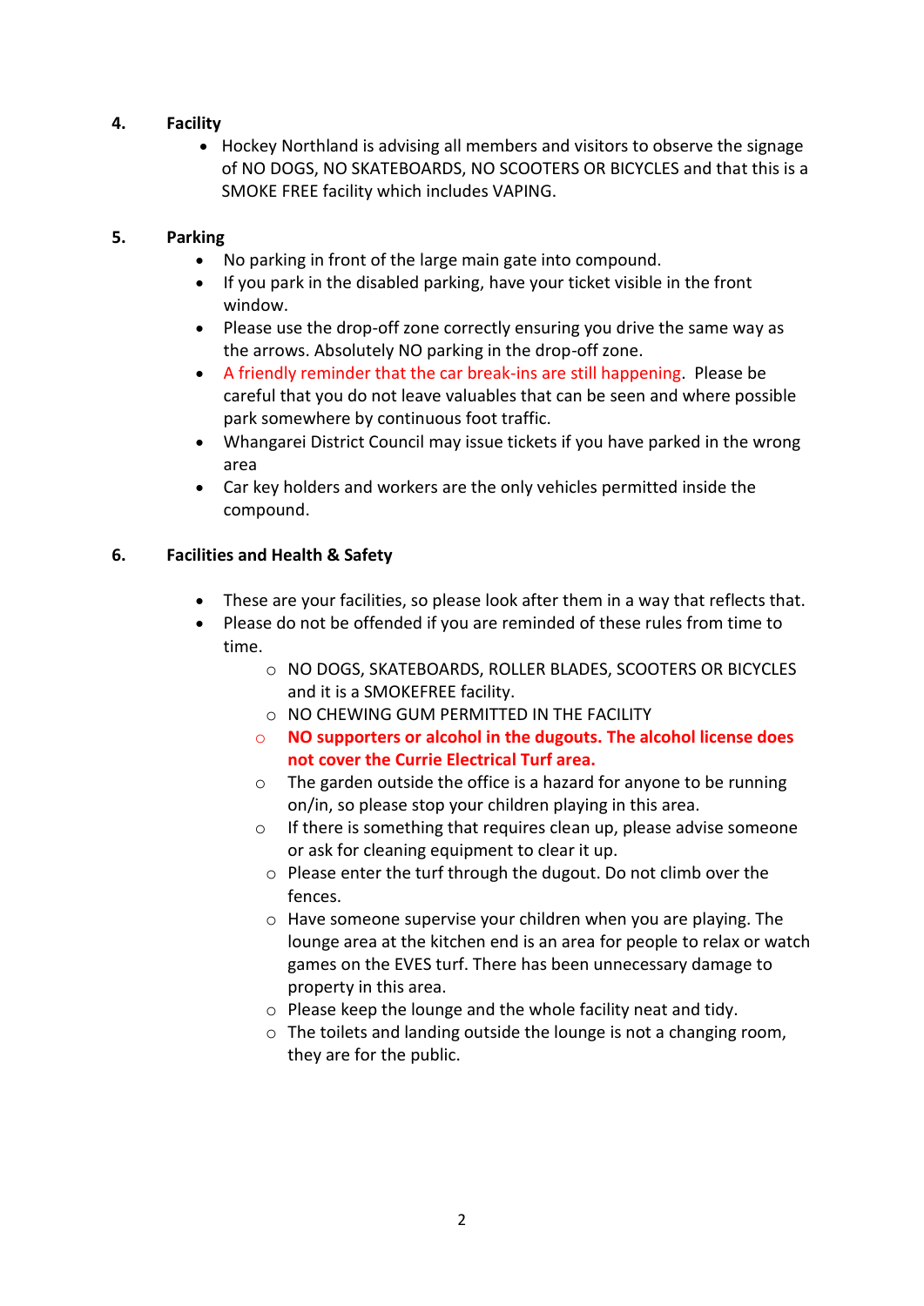4. **Facility**

    - Hockey Northland is advising all members and visitors to observe the signage of NO DOGS, NO SKATEBOARDS, NO SCOOTERS OR BICYCLES and that this is a SMOKE FREE facility which includes VAPING.

5. **Parking**

    - No parking in front of the large main gate into compound.
    - If you park in the disabled parking, have your ticket visible in the front window.
    - Please use the drop-off zone correctly ensuring you drive the same way as the arrows. Absolutely NO parking in the drop-off zone.
    - A friendly reminder that the car break-ins are still happening. Please be careful that you do not leave valuables that can be seen and where possible park somewhere by continuous foot traffic.
    - Whangarei District Council may issue tickets if you have parked in the wrong area
    - Car key holders and workers are the only vehicles permitted inside the compound.

6. **Facilities and Health & Safety**

    - These are your facilities, so please look after them in a way that reflects that.
    - Please do not be offended if you are reminded of these rules from time to time.
        - NO DOGS, SKATEBOARDS, ROLLER BLADES, SCOOTERS OR BICYCLES and it is a SMOKEFREE facility.
        - NO CHEWING GUM PERMITTED IN THE FACILITY
        - **NO supporters or alcohol in the dugouts. The alcohol license does not cover the Currie Electrical Turf area.**
        - The garden outside the office is a hazard for anyone to be running on/in, so please stop your children playing in this area.
        - If there is something that requires clean up, please advise someone or ask for cleaning equipment to clear it up.
        - Please enter the turf through the dugout. Do not climb over the fences.
        - Have someone supervise your children when you are playing. The lounge area at the kitchen end is an area for people to relax or watch games on the EVES turf. There has been unnecessary damage to property in this area.
        - Please keep the lounge and the whole facility neat and tidy.
        - The toilets and landing outside the lounge is not a changing room, they are for the public.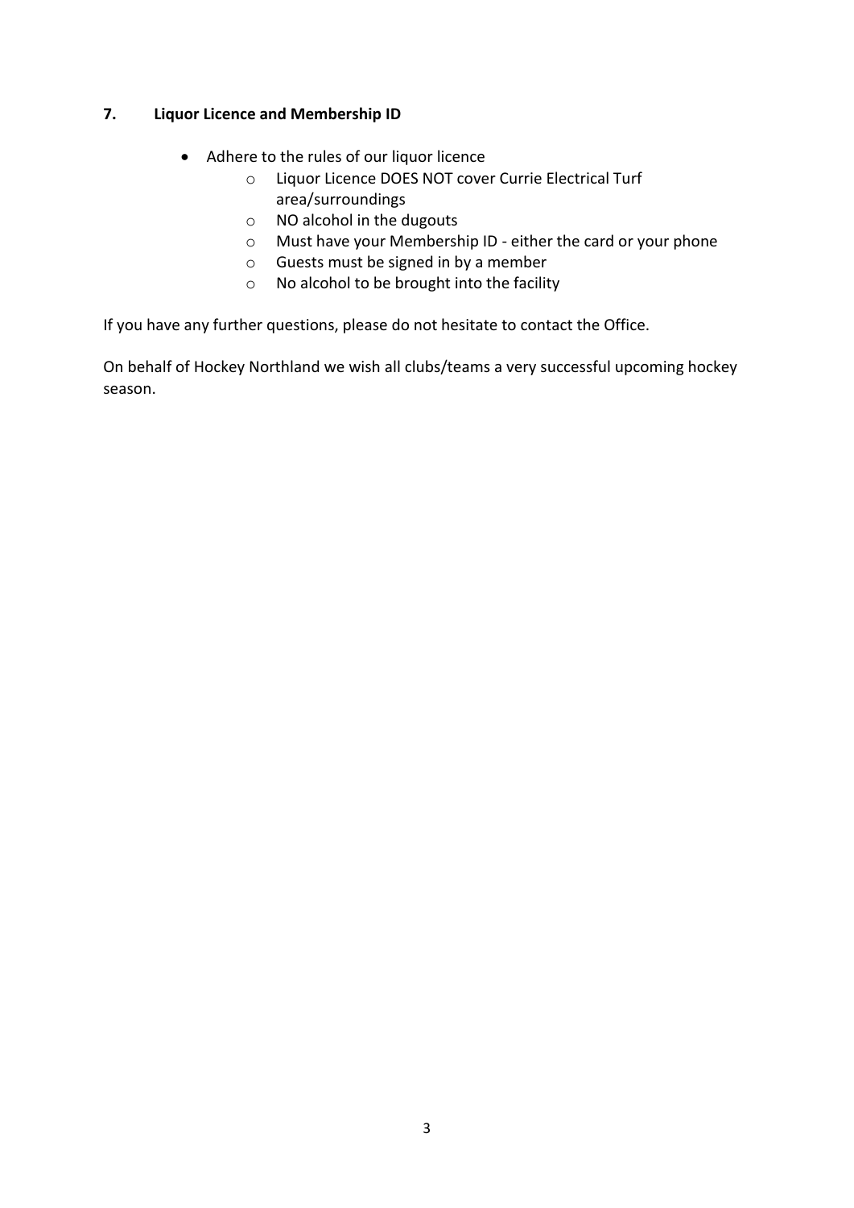## 7. Liquor Licence and Membership ID

- Adhere to the rules of our liquor licence
  - Liquor Licence DOES NOT cover Currie Electrical Turf area/surroundings
  - NO alcohol in the dugouts
  - Must have your Membership ID - either the card or your phone
  - Guests must be signed in by a member
  - No alcohol to be brought into the facility

If you have any further questions, please do not hesitate to contact the Office.

On behalf of Hockey Northland we wish all clubs/teams a very successful upcoming hockey season.